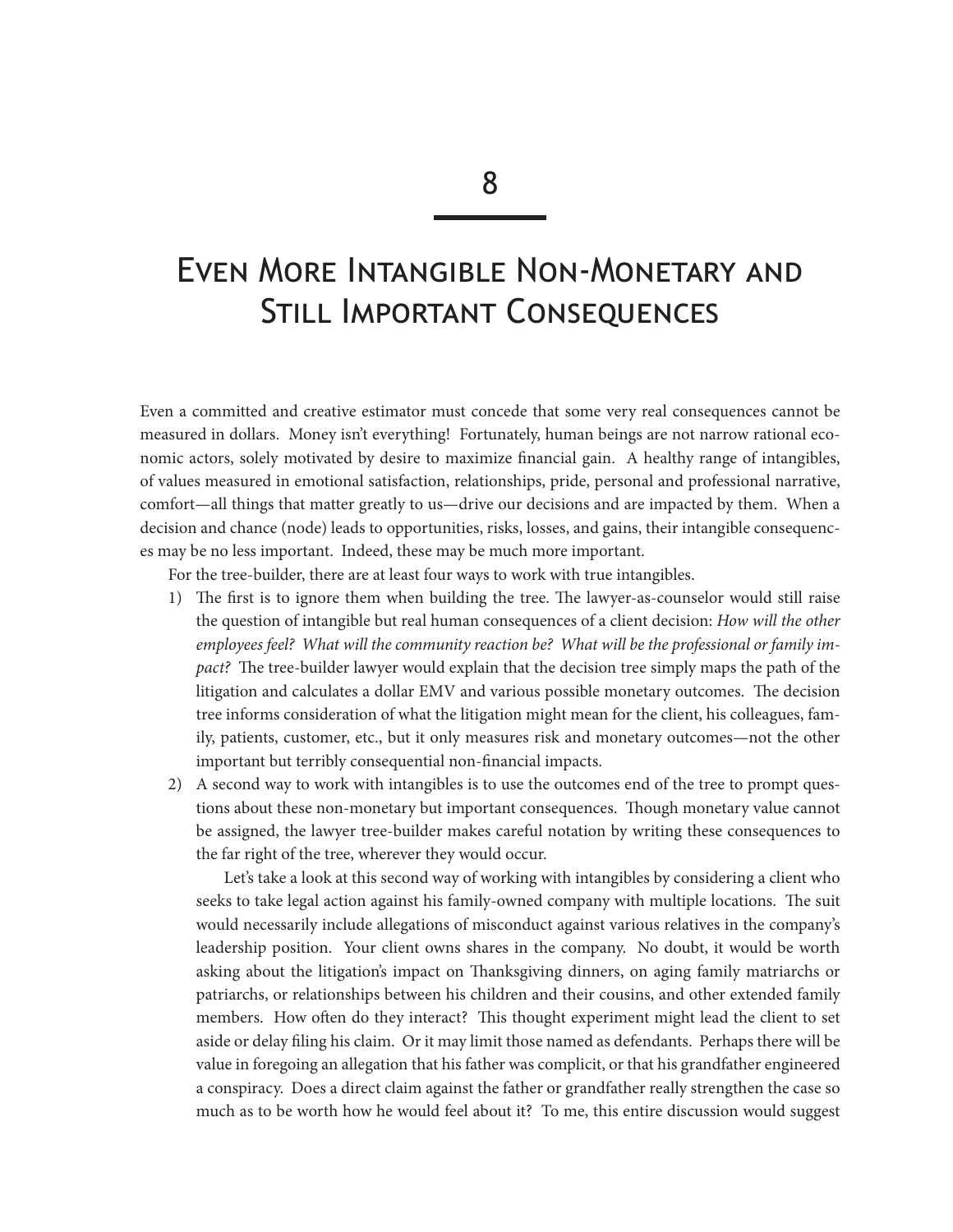# 8

# Even More Intangible Non-Monetary and Still Important Consequences

Even a committed and creative estimator must concede that some very real consequences cannot be measured in dollars. Money isn't everything! Fortunately, human beings are not narrow rational economic actors, solely motivated by desire to maximize financial gain. A healthy range of intangibles, of values measured in emotional satisfaction, relationships, pride, personal and professional narrative, comfort—all things that matter greatly to us—drive our decisions and are impacted by them. When a decision and chance (node) leads to opportunities, risks, losses, and gains, their intangible consequences may be no less important. Indeed, these may be much more important.

For the tree-builder, there are at least four ways to work with true intangibles.

1) The first is to ignore them when building the tree. The lawyer-as-counselor would still raise the question of intangible but real human consequences of a client decision: *How will the other employees feel? What will the community reaction be? What will be the professional or family impact?* The tree-builder lawyer would explain that the decision tree simply maps the path of the litigation and calculates a dollar EMV and various possible monetary outcomes. The decision tree informs consideration of what the litigation might mean for the client, his colleagues, family, patients, customer, etc., but it only measures risk and monetary outcomes—not the other important but terribly consequential non-financial impacts.

2) A second way to work with intangibles is to use the outcomes end of the tree to prompt questions about these non-monetary but important consequences. Though monetary value cannot be assigned, the lawyer tree-builder makes careful notation by writing these consequences to the far right of the tree, wherever they would occur.

   Let's take a look at this second way of working with intangibles by considering a client who seeks to take legal action against his family-owned company with multiple locations. The suit would necessarily include allegations of misconduct against various relatives in the company's leadership position. Your client owns shares in the company. No doubt, it would be worth asking about the litigation's impact on Thanksgiving dinners, on aging family matriarchs or patriarchs, or relationships between his children and their cousins, and other extended family members. How often do they interact? This thought experiment might lead the client to set aside or delay filing his claim. Or it may limit those named as defendants. Perhaps there will be value in foregoing an allegation that his father was complicit, or that his grandfather engineered a conspiracy. Does a direct claim against the father or grandfather really strengthen the case so much as to be worth how he would feel about it? To me, this entire discussion would suggest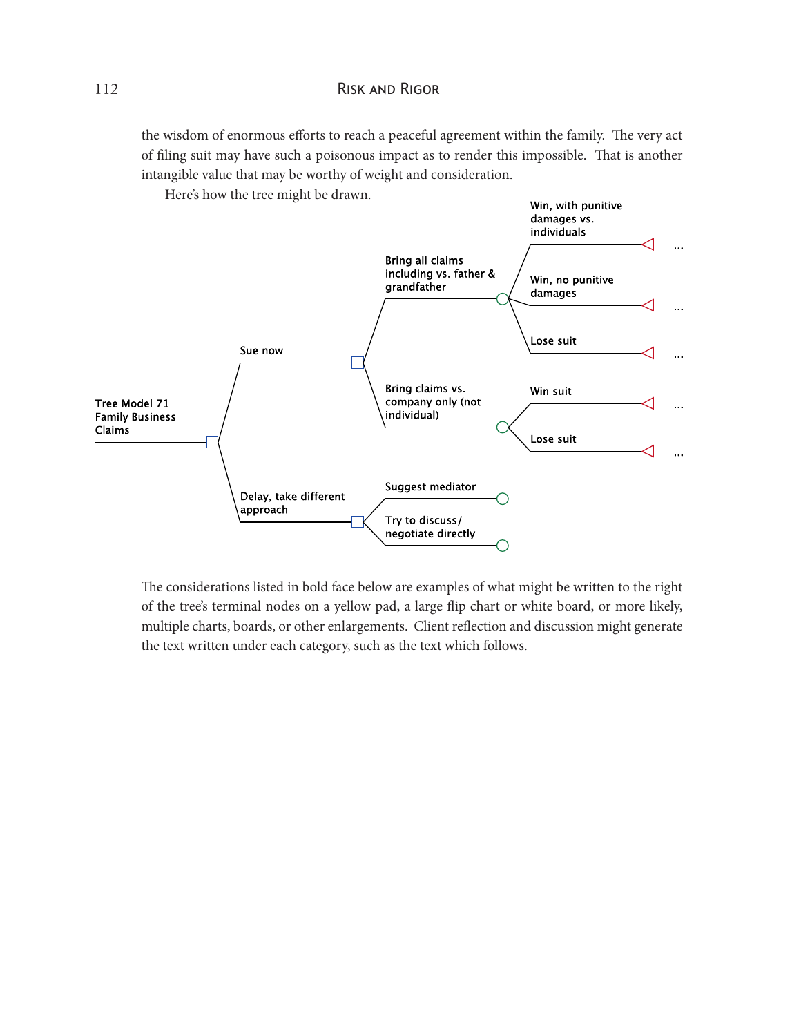the wisdom of enormous efforts to reach a peaceful agreement within the family. The very act of filing suit may have such a poisonous impact as to render this impossible. That is another intangible value that may be worthy of weight and consideration.

Here's how the tree might be drawn.

Tree Model 71 Family Business Claims

- Sue now
  - Bring all claims including vs. father & grandfather
    - Win, with punitive damages vs. individuals ...
    - Win, no punitive damages ...
    - Lose suit ...
  - Bring claims vs. company only (not individual)
    - Win suit ...
    - Lose suit ...
- Delay, take different approach
  - Suggest mediator
  - Try to discuss/negotiate directly

The considerations listed in bold face below are examples of what might be written to the right of the tree's terminal nodes on a yellow pad, a large flip chart or white board, or more likely, multiple charts, boards, or other enlargements. Client reflection and discussion might generate the text written under each category, such as the text which follows.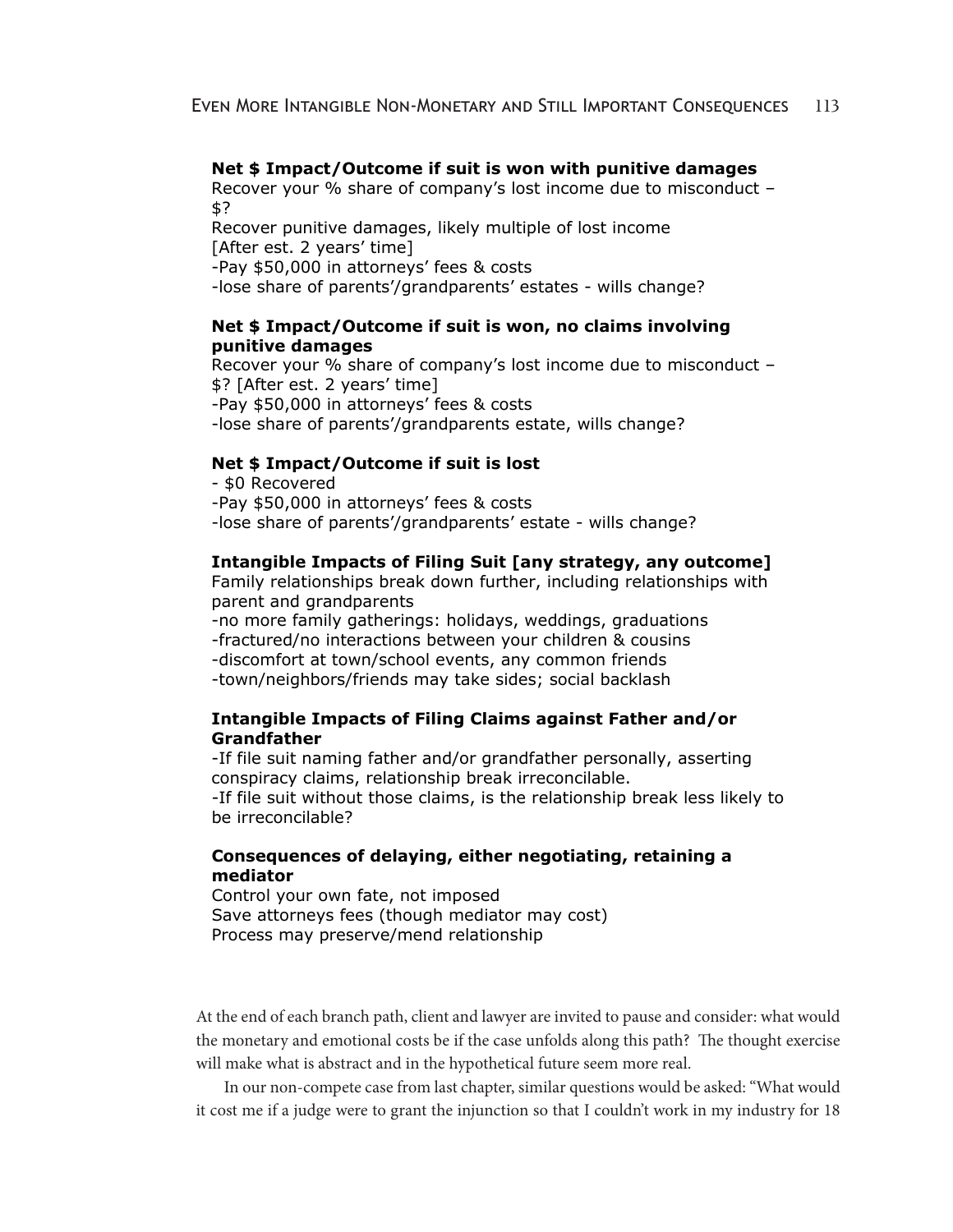**Net $ Impact/Outcome if suit is won with punitive damages**

Recover your % share of company's lost income due to misconduct – $?
Recover punitive damages, likely multiple of lost income
[After est. 2 years' time]
-Pay $50,000 in attorneys' fees & costs
-lose share of parents'/grandparents' estates - wills change?

**Net $ Impact/Outcome if suit is won, no claims involving punitive damages**

Recover your % share of company's lost income due to misconduct – $? [After est. 2 years' time]
-Pay $50,000 in attorneys' fees & costs
-lose share of parents'/grandparents estate, wills change?

**Net $ Impact/Outcome if suit is lost**

- $0 Recovered
-Pay $50,000 in attorneys' fees & costs
-lose share of parents'/grandparents' estate - wills change?

**Intangible Impacts of Filing Suit [any strategy, any outcome]**

Family relationships break down further, including relationships with parent and grandparents
-no more family gatherings: holidays, weddings, graduations
-fractured/no interactions between your children & cousins
-discomfort at town/school events, any common friends
-town/neighbors/friends may take sides; social backlash

**Intangible Impacts of Filing Claims against Father and/or Grandfather**

-If file suit naming father and/or grandfather personally, asserting conspiracy claims, relationship break irreconcilable.
-If file suit without those claims, is the relationship break less likely to be irreconcilable?

**Consequences of delaying, either negotiating, retaining a mediator**

Control your own fate, not imposed
Save attorneys fees (though mediator may cost)
Process may preserve/mend relationship

At the end of each branch path, client and lawyer are invited to pause and consider: what would the monetary and emotional costs be if the case unfolds along this path? The thought exercise will make what is abstract and in the hypothetical future seem more real.

In our non-compete case from last chapter, similar questions would be asked: "What would it cost me if a judge were to grant the injunction so that I couldn't work in my industry for 18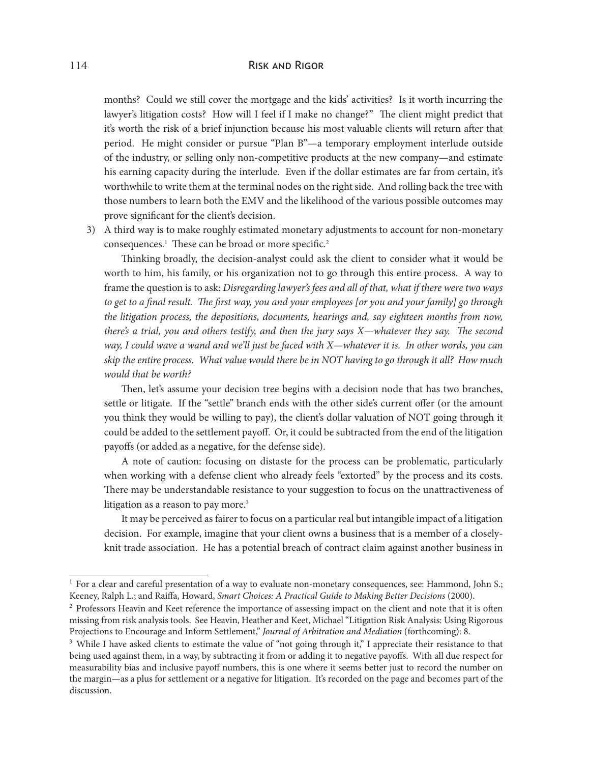months? Could we still cover the mortgage and the kids' activities? Is it worth incurring the lawyer's litigation costs? How will I feel if I make no change?" The client might predict that it's worth the risk of a brief injunction because his most valuable clients will return after that period. He might consider or pursue "Plan B"—a temporary employment interlude outside of the industry, or selling only non-competitive products at the new company—and estimate his earning capacity during the interlude. Even if the dollar estimates are far from certain, it's worthwhile to write them at the terminal nodes on the right side. And rolling back the tree with those numbers to learn both the EMV and the likelihood of the various possible outcomes may prove significant for the client's decision.

3) A third way is to make roughly estimated monetary adjustments to account for non-monetary consequences.[1] These can be broad or more specific.[2]

   Thinking broadly, the decision-analyst could ask the client to consider what it would be worth to him, his family, or his organization not to go through this entire process. A way to frame the question is to ask: *Disregarding lawyer's fees and all of that, what if there were two ways to get to a final result. The first way, you and your employees [or you and your family] go through the litigation process, the depositions, documents, hearings and, say eighteen months from now, there's a trial, you and others testify, and then the jury says X—whatever they say. The second way, I could wave a wand and we'll just be faced with X—whatever it is. In other words, you can skip the entire process. What value would there be in NOT having to go through it all? How much would that be worth?*

   Then, let's assume your decision tree begins with a decision node that has two branches, settle or litigate. If the "settle" branch ends with the other side's current offer (or the amount you think they would be willing to pay), the client's dollar valuation of NOT going through it could be added to the settlement payoff. Or, it could be subtracted from the end of the litigation payoffs (or added as a negative, for the defense side).

   A note of caution: focusing on distaste for the process can be problematic, particularly when working with a defense client who already feels "extorted" by the process and its costs. There may be understandable resistance to your suggestion to focus on the unattractiveness of litigation as a reason to pay more.[3]

   It may be perceived as fairer to focus on a particular real but intangible impact of a litigation decision. For example, imagine that your client owns a business that is a member of a closely-knit trade association. He has a potential breach of contract claim against another business in

---

[1] For a clear and careful presentation of a way to evaluate non-monetary consequences, see: Hammond, John S.; Keeney, Ralph L.; and Raiffa, Howard, *Smart Choices: A Practical Guide to Making Better Decisions* (2000).

[2] Professors Heavin and Keet reference the importance of assessing impact on the client and note that it is often missing from risk analysis tools. See Heavin, Heather and Keet, Michael "Litigation Risk Analysis: Using Rigorous Projections to Encourage and Inform Settlement," *Journal of Arbitration and Mediation* (forthcoming): 8.

[3] While I have asked clients to estimate the value of "not going through it," I appreciate their resistance to that being used against them, in a way, by subtracting it from or adding it to negative payoffs. With all due respect for measurability bias and inclusive payoff numbers, this is one where it seems better just to record the number on the margin—as a plus for settlement or a negative for litigation. It's recorded on the page and becomes part of the discussion.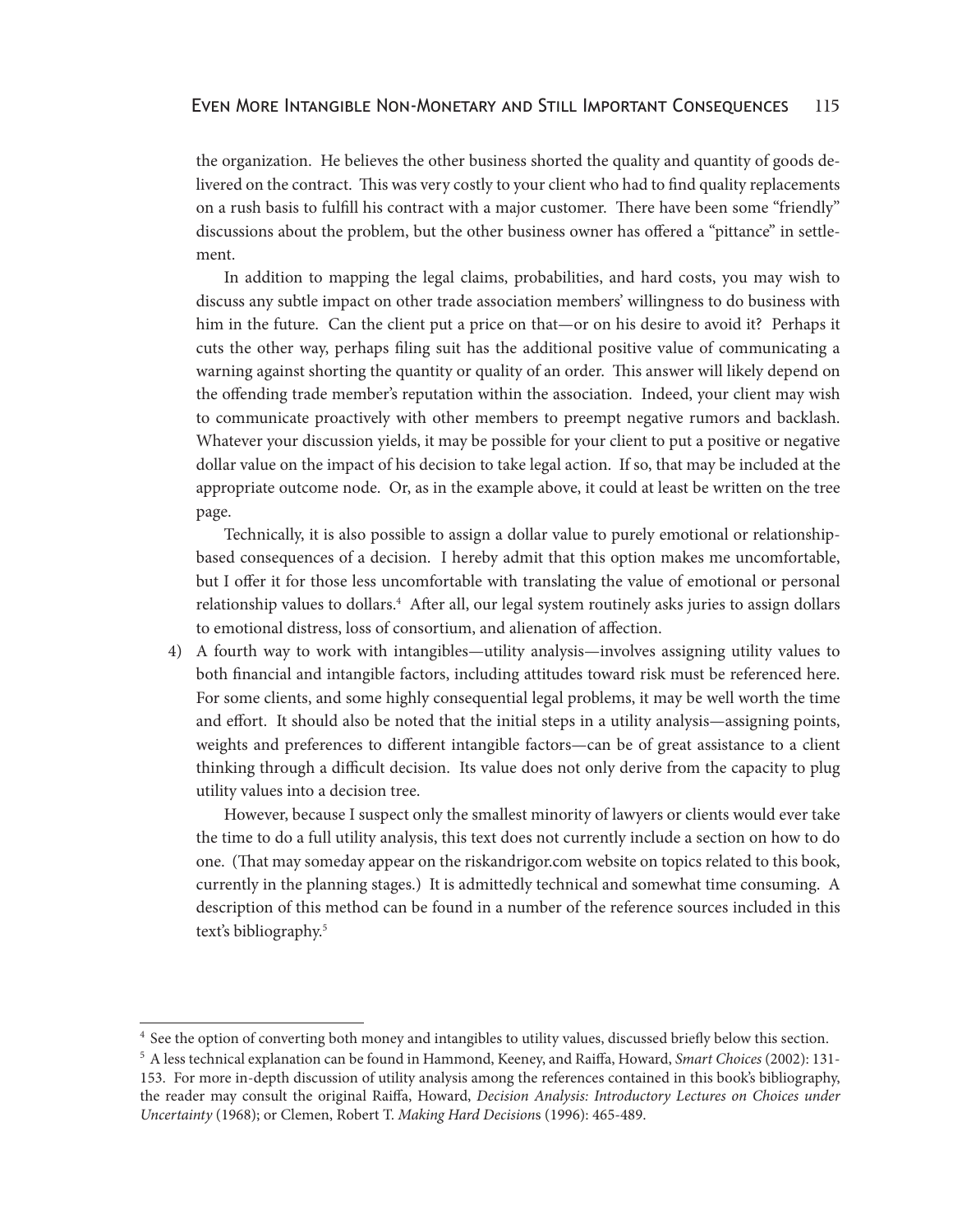the organization. He believes the other business shorted the quality and quantity of goods delivered on the contract. This was very costly to your client who had to find quality replacements on a rush basis to fulfill his contract with a major customer. There have been some "friendly" discussions about the problem, but the other business owner has offered a "pittance" in settlement.

In addition to mapping the legal claims, probabilities, and hard costs, you may wish to discuss any subtle impact on other trade association members' willingness to do business with him in the future. Can the client put a price on that—or on his desire to avoid it? Perhaps it cuts the other way, perhaps filing suit has the additional positive value of communicating a warning against shorting the quantity or quality of an order. This answer will likely depend on the offending trade member's reputation within the association. Indeed, your client may wish to communicate proactively with other members to preempt negative rumors and backlash. Whatever your discussion yields, it may be possible for your client to put a positive or negative dollar value on the impact of his decision to take legal action. If so, that may be included at the appropriate outcome node. Or, as in the example above, it could at least be written on the tree page.

Technically, it is also possible to assign a dollar value to purely emotional or relationship-based consequences of a decision. I hereby admit that this option makes me uncomfortable, but I offer it for those less uncomfortable with translating the value of emotional or personal relationship values to dollars.[4] After all, our legal system routinely asks juries to assign dollars to emotional distress, loss of consortium, and alienation of affection.

4) A fourth way to work with intangibles—utility analysis—involves assigning utility values to both financial and intangible factors, including attitudes toward risk must be referenced here. For some clients, and some highly consequential legal problems, it may be well worth the time and effort. It should also be noted that the initial steps in a utility analysis—assigning points, weights and preferences to different intangible factors—can be of great assistance to a client thinking through a difficult decision. Its value does not only derive from the capacity to plug utility values into a decision tree.

   However, because I suspect only the smallest minority of lawyers or clients would ever take the time to do a full utility analysis, this text does not currently include a section on how to do one. (That may someday appear on the riskandrigor.com website on topics related to this book, currently in the planning stages.) It is admittedly technical and somewhat time consuming. A description of this method can be found in a number of the reference sources included in this text's bibliography.[5]

---

[4] See the option of converting both money and intangibles to utility values, discussed briefly below this section.

[5] A less technical explanation can be found in Hammond, Keeney, and Raiffa, Howard, *Smart Choices* (2002): 131-153. For more in-depth discussion of utility analysis among the references contained in this book's bibliography, the reader may consult the original Raiffa, Howard, *Decision Analysis: Introductory Lectures on Choices under Uncertainty* (1968); or Clemen, Robert T. *Making Hard Decision*s (1996): 465-489.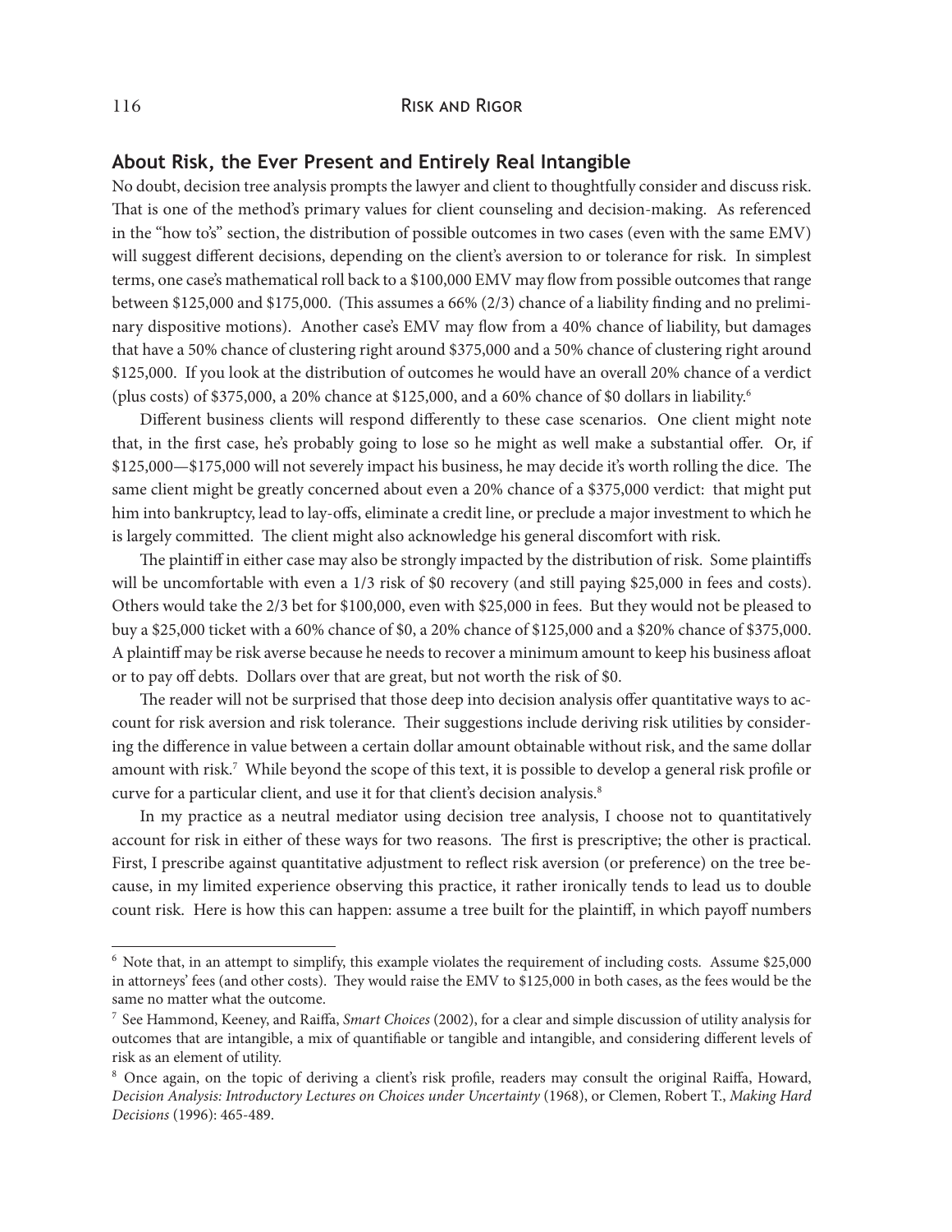## About Risk, the Ever Present and Entirely Real Intangible

No doubt, decision tree analysis prompts the lawyer and client to thoughtfully consider and discuss risk. That is one of the method's primary values for client counseling and decision-making. As referenced in the "how to's" section, the distribution of possible outcomes in two cases (even with the same EMV) will suggest different decisions, depending on the client's aversion to or tolerance for risk. In simplest terms, one case's mathematical roll back to a $100,000 EMV may flow from possible outcomes that range between $125,000 and $175,000. (This assumes a 66% (2/3) chance of a liability finding and no preliminary dispositive motions). Another case's EMV may flow from a 40% chance of liability, but damages that have a 50% chance of clustering right around $375,000 and a 50% chance of clustering right around $125,000. If you look at the distribution of outcomes he would have an overall 20% chance of a verdict (plus costs) of $375,000, a 20% chance at $125,000, and a 60% chance of $0 dollars in liability.[6]

Different business clients will respond differently to these case scenarios. One client might note that, in the first case, he's probably going to lose so he might as well make a substantial offer. Or, if $125,000—$175,000 will not severely impact his business, he may decide it's worth rolling the dice. The same client might be greatly concerned about even a 20% chance of a $375,000 verdict: that might put him into bankruptcy, lead to lay-offs, eliminate a credit line, or preclude a major investment to which he is largely committed. The client might also acknowledge his general discomfort with risk.

The plaintiff in either case may also be strongly impacted by the distribution of risk. Some plaintiffs will be uncomfortable with even a 1/3 risk of $0 recovery (and still paying $25,000 in fees and costs). Others would take the 2/3 bet for $100,000, even with $25,000 in fees. But they would not be pleased to buy a $25,000 ticket with a 60% chance of $0, a 20% chance of $125,000 and a $20% chance of $375,000. A plaintiff may be risk averse because he needs to recover a minimum amount to keep his business afloat or to pay off debts. Dollars over that are great, but not worth the risk of $0.

The reader will not be surprised that those deep into decision analysis offer quantitative ways to account for risk aversion and risk tolerance. Their suggestions include deriving risk utilities by considering the difference in value between a certain dollar amount obtainable without risk, and the same dollar amount with risk.[7] While beyond the scope of this text, it is possible to develop a general risk profile or curve for a particular client, and use it for that client's decision analysis.[8]

In my practice as a neutral mediator using decision tree analysis, I choose not to quantitatively account for risk in either of these ways for two reasons. The first is prescriptive; the other is practical. First, I prescribe against quantitative adjustment to reflect risk aversion (or preference) on the tree because, in my limited experience observing this practice, it rather ironically tends to lead us to double count risk. Here is how this can happen: assume a tree built for the plaintiff, in which payoff numbers

---

[6] Note that, in an attempt to simplify, this example violates the requirement of including costs. Assume $25,000 in attorneys' fees (and other costs). They would raise the EMV to $125,000 in both cases, as the fees would be the same no matter what the outcome.

[7] See Hammond, Keeney, and Raiffa, *Smart Choices* (2002), for a clear and simple discussion of utility analysis for outcomes that are intangible, a mix of quantifiable or tangible and intangible, and considering different levels of risk as an element of utility.

[8] Once again, on the topic of deriving a client's risk profile, readers may consult the original Raiffa, Howard, *Decision Analysis: Introductory Lectures on Choices under Uncertainty* (1968), or Clemen, Robert T., *Making Hard Decisions* (1996): 465-489.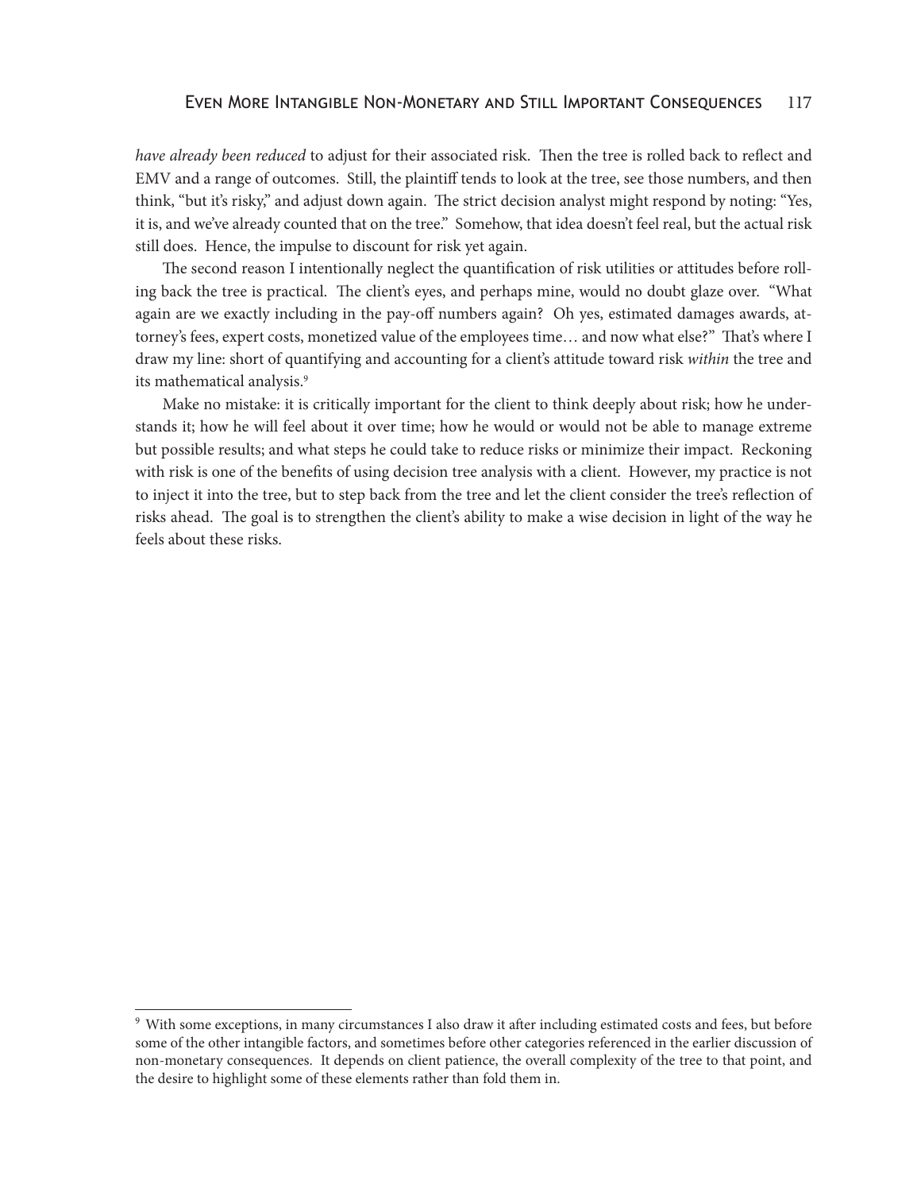*have already been reduced* to adjust for their associated risk. Then the tree is rolled back to reflect and EMV and a range of outcomes. Still, the plaintiff tends to look at the tree, see those numbers, and then think, "but it's risky," and adjust down again. The strict decision analyst might respond by noting: "Yes, it is, and we've already counted that on the tree." Somehow, that idea doesn't feel real, but the actual risk still does. Hence, the impulse to discount for risk yet again.

The second reason I intentionally neglect the quantification of risk utilities or attitudes before rolling back the tree is practical. The client's eyes, and perhaps mine, would no doubt glaze over. "What again are we exactly including in the pay-off numbers again? Oh yes, estimated damages awards, attorney's fees, expert costs, monetized value of the employees time… and now what else?" That's where I draw my line: short of quantifying and accounting for a client's attitude toward risk *within* the tree and its mathematical analysis.[9]

Make no mistake: it is critically important for the client to think deeply about risk; how he understands it; how he will feel about it over time; how he would or would not be able to manage extreme but possible results; and what steps he could take to reduce risks or minimize their impact. Reckoning with risk is one of the benefits of using decision tree analysis with a client. However, my practice is not to inject it into the tree, but to step back from the tree and let the client consider the tree's reflection of risks ahead. The goal is to strengthen the client's ability to make a wise decision in light of the way he feels about these risks.

---

[9] With some exceptions, in many circumstances I also draw it after including estimated costs and fees, but before some of the other intangible factors, and sometimes before other categories referenced in the earlier discussion of non-monetary consequences. It depends on client patience, the overall complexity of the tree to that point, and the desire to highlight some of these elements rather than fold them in.